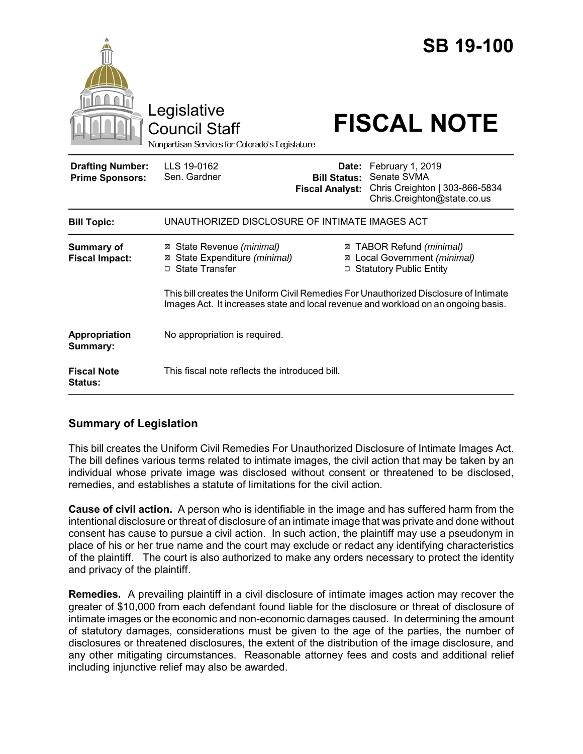# SB 19-100

Legislative Council Staff

*Nonpartisan Services for Colorado's Legislature*

# FISCAL NOTE

| | | | |
|---|---|---|---|
| **Drafting Number:** | LLS 19-0162 | **Date:** | February 1, 2019 |
| **Prime Sponsors:** | Sen. Gardner | **Bill Status:** | Senate SVMA |
| | | **Fiscal Analyst:** | Chris Creighton \| 303-866-5834 Chris.Creighton@state.co.us |

| | |
|---|---|
| **Bill Topic:** | UNAUTHORIZED DISCLOSURE OF INTIMATE IMAGES ACT |
| **Summary of Fiscal Impact:** | ☒ State Revenue *(minimal)* ☒ State Expenditure *(minimal)* ☐ State Transfer ☒ TABOR Refund *(minimal)* ☒ Local Government *(minimal)* ☐ Statutory Public Entity<br><br>This bill creates the Uniform Civil Remedies For Unauthorized Disclosure of Intimate Images Act. It increases state and local revenue and workload on an ongoing basis. |
| **Appropriation Summary:** | No appropriation is required. |
| **Fiscal Note Status:** | This fiscal note reflects the introduced bill. |

## Summary of Legislation

This bill creates the Uniform Civil Remedies For Unauthorized Disclosure of Intimate Images Act. The bill defines various terms related to intimate images, the civil action that may be taken by an individual whose private image was disclosed without consent or threatened to be disclosed, remedies, and establishes a statute of limitations for the civil action.

**Cause of civil action.** A person who is identifiable in the image and has suffered harm from the intentional disclosure or threat of disclosure of an intimate image that was private and done without consent has cause to pursue a civil action. In such action, the plaintiff may use a pseudonym in place of his or her true name and the court may exclude or redact any identifying characteristics of the plaintiff. The court is also authorized to make any orders necessary to protect the identity and privacy of the plaintiff.

**Remedies.** A prevailing plaintiff in a civil disclosure of intimate images action may recover the greater of $10,000 from each defendant found liable for the disclosure or threat of disclosure of intimate images or the economic and non-economic damages caused. In determining the amount of statutory damages, considerations must be given to the age of the parties, the number of disclosures or threatened disclosures, the extent of the distribution of the image disclosure, and any other mitigating circumstances. Reasonable attorney fees and costs and additional relief including injunctive relief may also be awarded.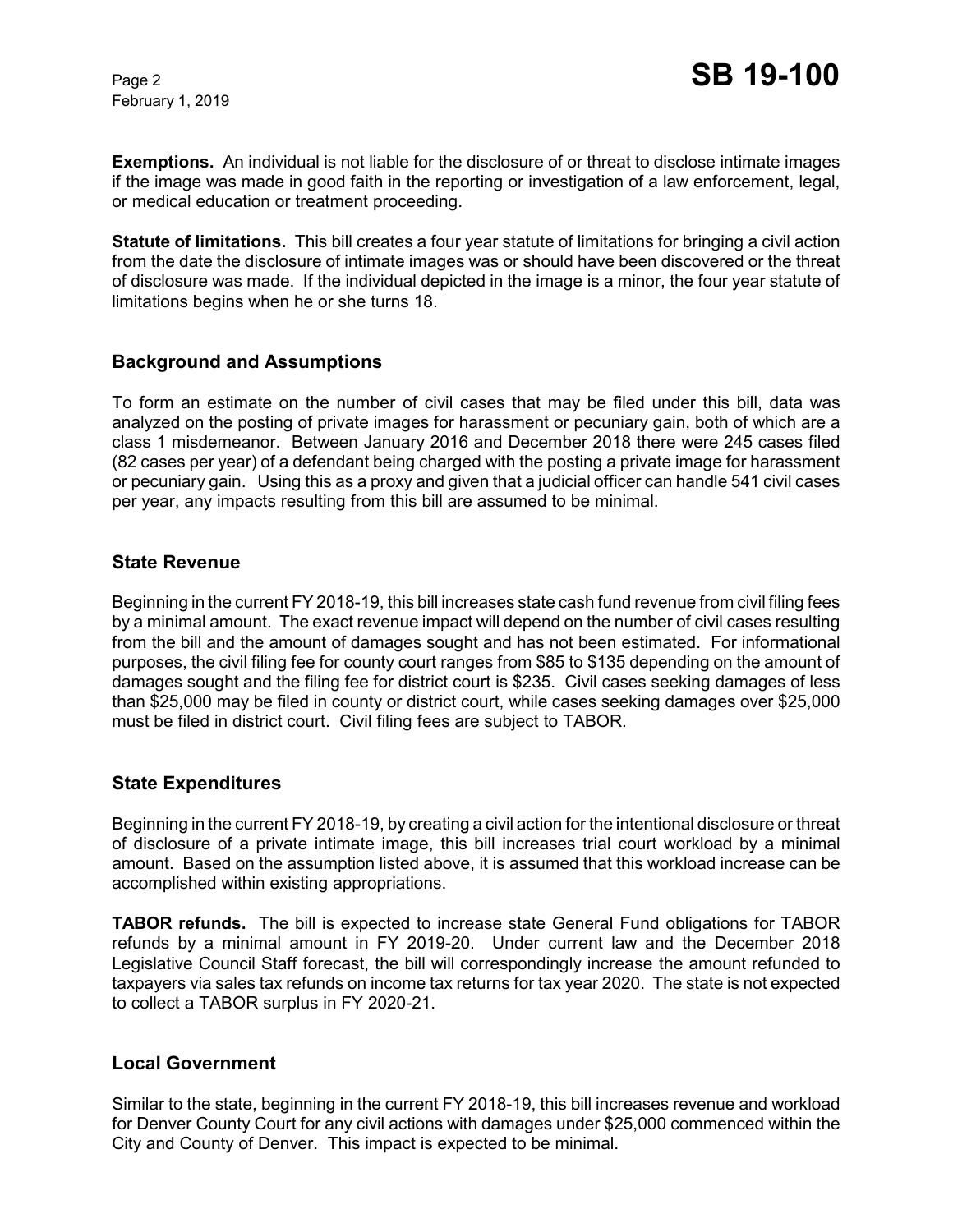**Exemptions.** An individual is not liable for the disclosure of or threat to disclose intimate images if the image was made in good faith in the reporting or investigation of a law enforcement, legal, or medical education or treatment proceeding.

**Statute of limitations.** This bill creates a four year statute of limitations for bringing a civil action from the date the disclosure of intimate images was or should have been discovered or the threat of disclosure was made. If the individual depicted in the image is a minor, the four year statute of limitations begins when he or she turns 18.

## Background and Assumptions

To form an estimate on the number of civil cases that may be filed under this bill, data was analyzed on the posting of private images for harassment or pecuniary gain, both of which are a class 1 misdemeanor. Between January 2016 and December 2018 there were 245 cases filed (82 cases per year) of a defendant being charged with the posting a private image for harassment or pecuniary gain. Using this as a proxy and given that a judicial officer can handle 541 civil cases per year, any impacts resulting from this bill are assumed to be minimal.

## State Revenue

Beginning in the current FY 2018-19, this bill increases state cash fund revenue from civil filing fees by a minimal amount. The exact revenue impact will depend on the number of civil cases resulting from the bill and the amount of damages sought and has not been estimated. For informational purposes, the civil filing fee for county court ranges from $85 to $135 depending on the amount of damages sought and the filing fee for district court is $235. Civil cases seeking damages of less than $25,000 may be filed in county or district court, while cases seeking damages over $25,000 must be filed in district court. Civil filing fees are subject to TABOR.

## State Expenditures

Beginning in the current FY 2018-19, by creating a civil action for the intentional disclosure or threat of disclosure of a private intimate image, this bill increases trial court workload by a minimal amount. Based on the assumption listed above, it is assumed that this workload increase can be accomplished within existing appropriations.

**TABOR refunds.** The bill is expected to increase state General Fund obligations for TABOR refunds by a minimal amount in FY 2019-20. Under current law and the December 2018 Legislative Council Staff forecast, the bill will correspondingly increase the amount refunded to taxpayers via sales tax refunds on income tax returns for tax year 2020. The state is not expected to collect a TABOR surplus in FY 2020-21.

## Local Government

Similar to the state, beginning in the current FY 2018-19, this bill increases revenue and workload for Denver County Court for any civil actions with damages under $25,000 commenced within the City and County of Denver. This impact is expected to be minimal.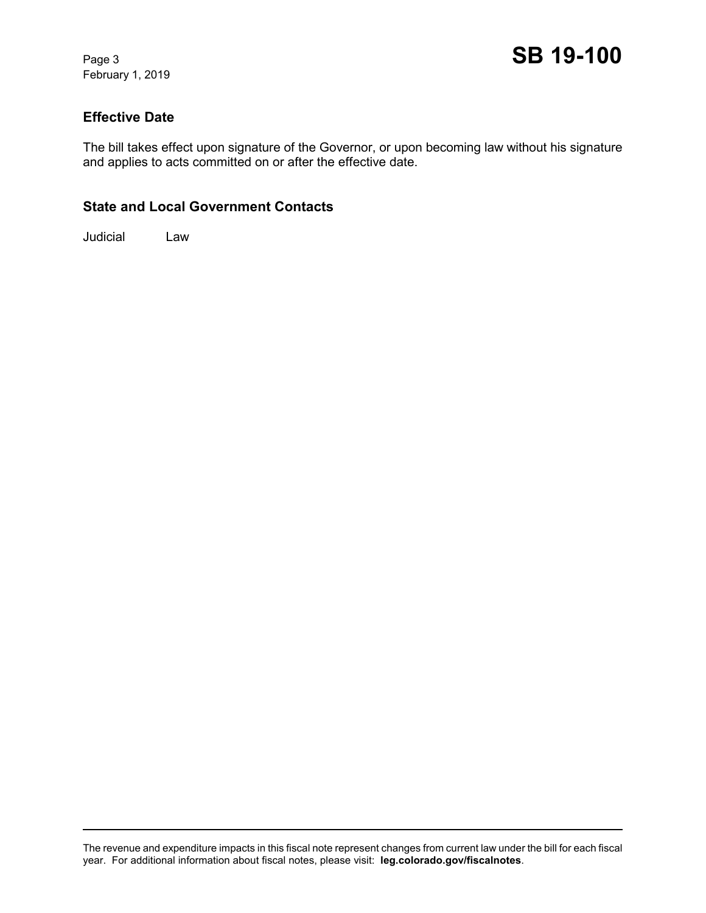## Effective Date

The bill takes effect upon signature of the Governor, or upon becoming law without his signature and applies to acts committed on or after the effective date.

## State and Local Government Contacts

Judicial    Law

The revenue and expenditure impacts in this fiscal note represent changes from current law under the bill for each fiscal year. For additional information about fiscal notes, please visit: **leg.colorado.gov/fiscalnotes**.